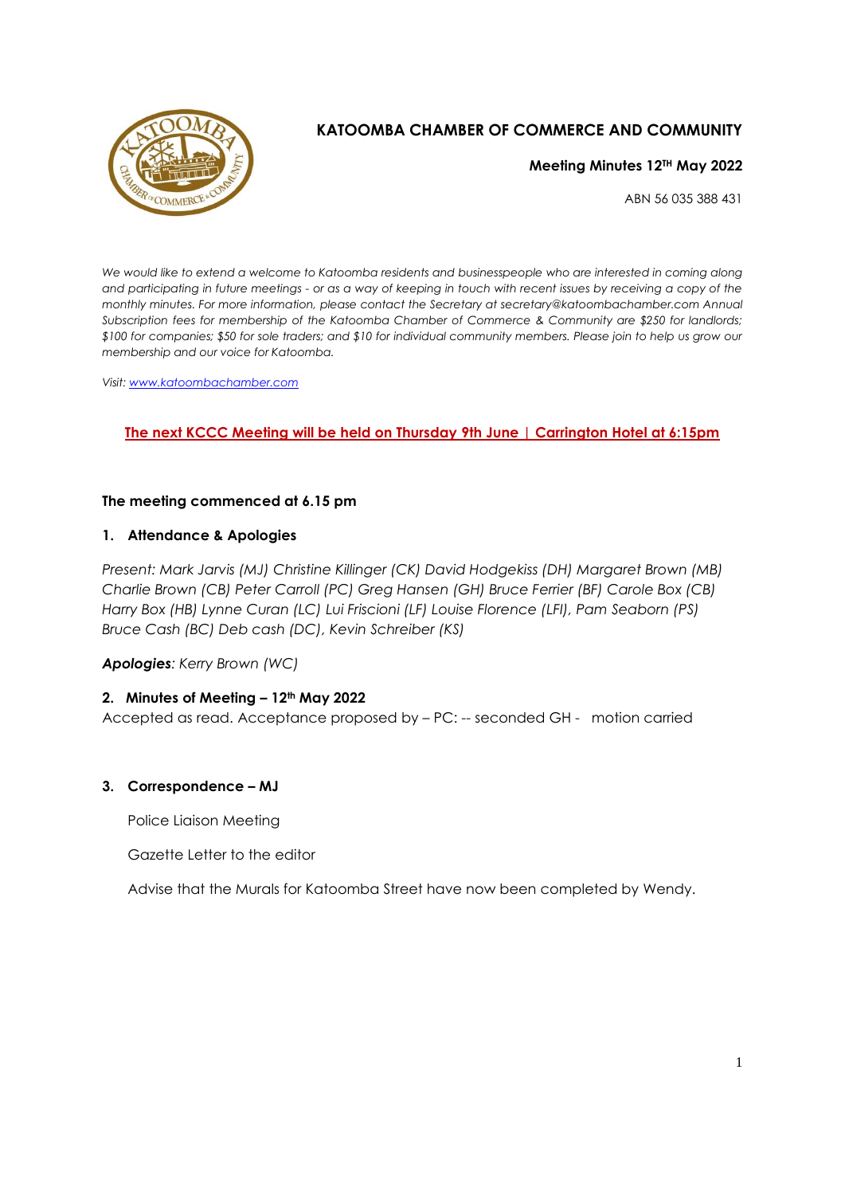# KATOOMBA CHAMBER OF COMMERCE AND COMMUNITY

**Meeting Minutes 12TH May 2022**

ABN 56 035 388 431

*We would like to extend a welcome to Katoomba residents and businesspeople who are interested in coming along and participating in future meetings - or as a way of keeping in touch with recent issues by receiving a copy of the monthly minutes. For more information, please contact the Secretary at secretary@katoombachamber.com Annual Subscription fees for membership of the Katoomba Chamber of Commerce & Community are $250 for landlords; $100 for companies; $50 for sole traders; and $10 for individual community members. Please join to help us grow our membership and our voice for Katoomba.*

*Visit: [www.katoombachamber.com](http://www.katoombachamber.com)*

**The next KCCC Meeting will be held on Thursday 9th June | Carrington Hotel at 6:15pm**

**The meeting commenced at 6.15 pm**

## 1. Attendance & Apologies

*Present: Mark Jarvis (MJ) Christine Killinger (CK) David Hodgekiss (DH) Margaret Brown (MB) Charlie Brown (CB) Peter Carroll (PC) Greg Hansen (GH) Bruce Ferrier (BF) Carole Box (CB) Harry Box (HB) Lynne Curan (LC) Lui Friscioni (LF) Louise Florence (LFl), Pam Seaborn (PS) Bruce Cash (BC) Deb cash (DC), Kevin Schreiber (KS)*

***Apologies**: Kerry Brown (WC)*

## 2. Minutes of Meeting – 12th May 2022

Accepted as read. Acceptance proposed by – PC: -- seconded GH - motion carried

## 3. Correspondence – MJ

Police Liaison Meeting

Gazette Letter to the editor

Advise that the Murals for Katoomba Street have now been completed by Wendy.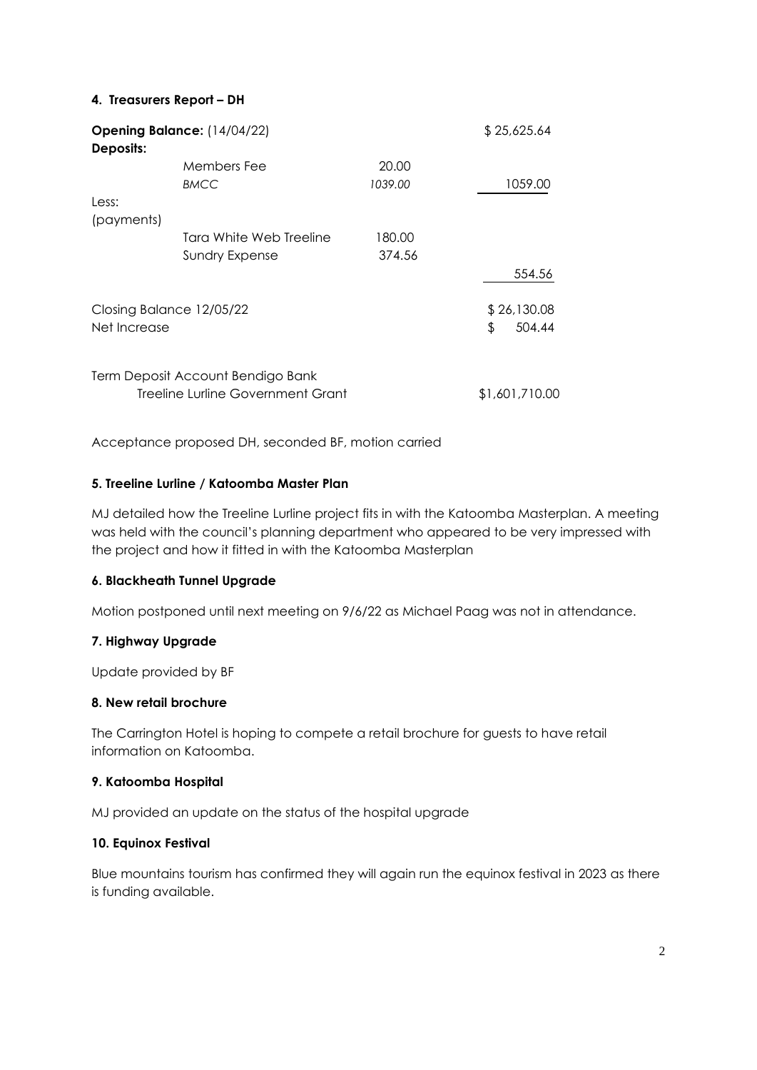#### 4. Treasurers Report – DH

| | | | |
|---|---|---|---|
| **Opening Balance:** (14/04/22) | | | $ 25,625.64 |
| **Deposits:** | | | |
| | Members Fee | 20.00 | |
| | *BMCC* | *1039.00* | 1059.00 |
| Less: (payments) | | | |
| | Tara White Web Treeline | 180.00 | |
| | Sundry Expense | 374.56 | |
| | | | 554.56 |
| Closing Balance 12/05/22 | | | $ 26,130.08 |
| Net Increase | | | $ 504.44 |
| Term Deposit Account Bendigo Bank | | | |
| | Treeline Lurline Government Grant | | $1,601,710.00 |

Acceptance proposed DH, seconded BF, motion carried

#### 5. Treeline Lurline / Katoomba Master Plan

MJ detailed how the Treeline Lurline project fits in with the Katoomba Masterplan. A meeting was held with the council's planning department who appeared to be very impressed with the project and how it fitted in with the Katoomba Masterplan

#### 6. Blackheath Tunnel Upgrade

Motion postponed until next meeting on 9/6/22 as Michael Paag was not in attendance.

#### 7. Highway Upgrade

Update provided by BF

#### 8. New retail brochure

The Carrington Hotel is hoping to compete a retail brochure for guests to have retail information on Katoomba.

#### 9. Katoomba Hospital

MJ provided an update on the status of the hospital upgrade

#### 10. Equinox Festival

Blue mountains tourism has confirmed they will again run the equinox festival in 2023 as there is funding available.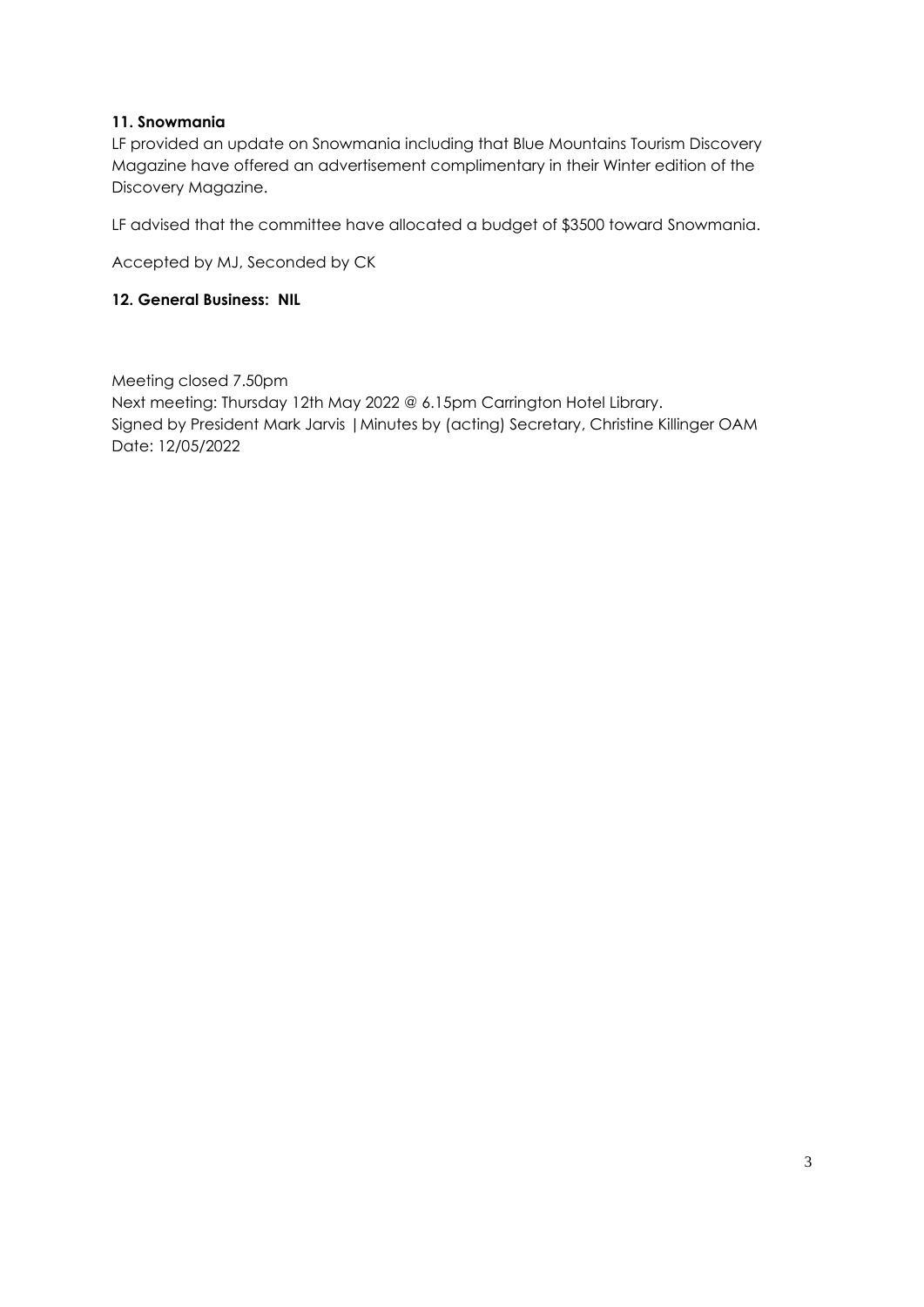**11. Snowmania**

LF provided an update on Snowmania including that Blue Mountains Tourism Discovery Magazine have offered an advertisement complimentary in their Winter edition of the Discovery Magazine.

LF advised that the committee have allocated a budget of $3500 toward Snowmania.

Accepted by MJ, Seconded by CK

**12. General Business: NIL**

Meeting closed 7.50pm
Next meeting: Thursday 12th May 2022 @ 6.15pm Carrington Hotel Library.
Signed by President Mark Jarvis | Minutes by (acting) Secretary, Christine Killinger OAM
Date: 12/05/2022